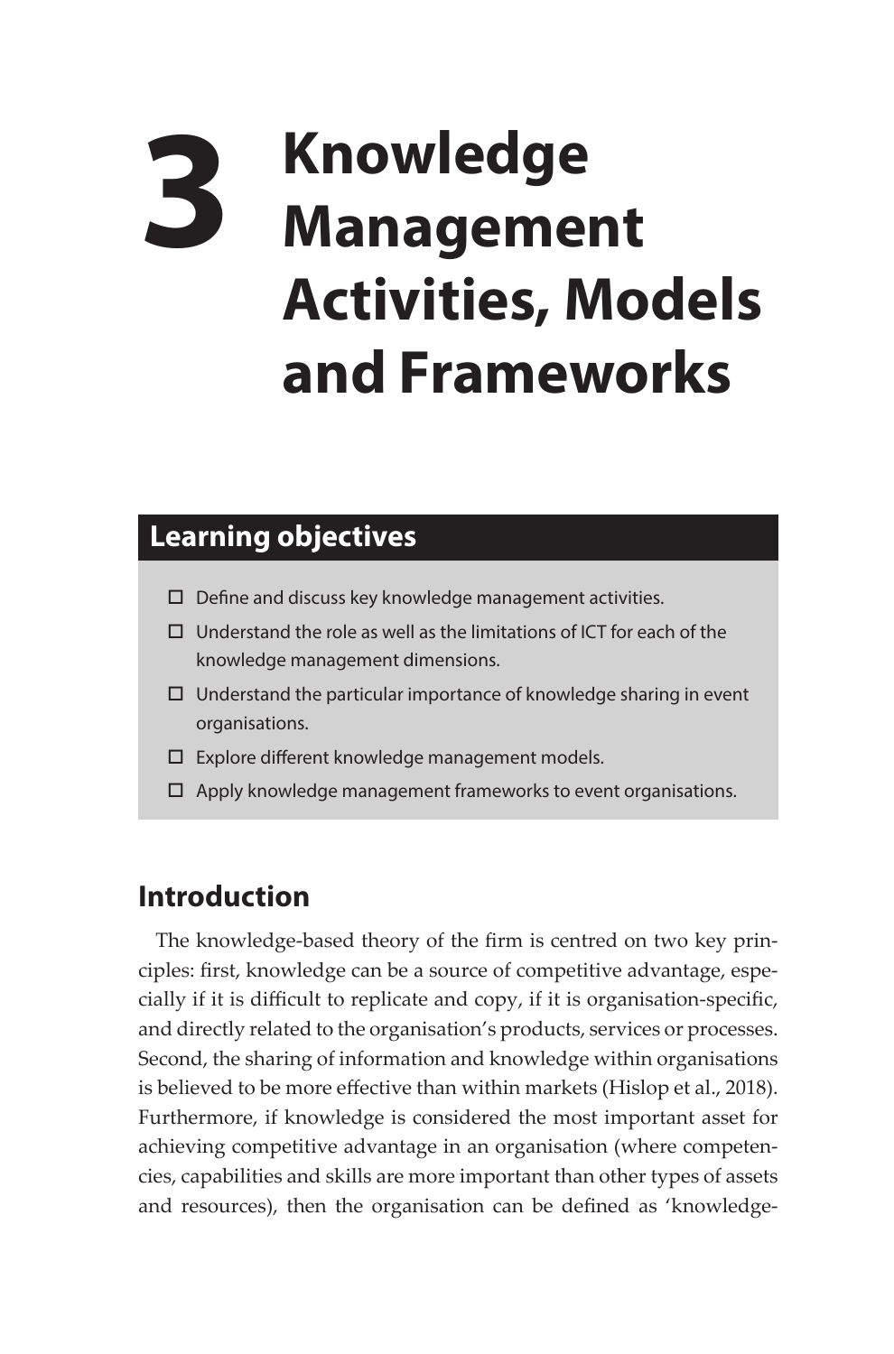# 3 Knowledge Management Activities, Models and Frameworks

## Learning objectives

- ☐ Define and discuss key knowledge management activities.
- ☐ Understand the role as well as the limitations of ICT for each of the knowledge management dimensions.
- ☐ Understand the particular importance of knowledge sharing in event organisations.
- ☐ Explore different knowledge management models.
- ☐ Apply knowledge management frameworks to event organisations.

## Introduction

The knowledge-based theory of the firm is centred on two key principles: first, knowledge can be a source of competitive advantage, especially if it is difficult to replicate and copy, if it is organisation-specific, and directly related to the organisation's products, services or processes. Second, the sharing of information and knowledge within organisations is believed to be more effective than within markets (Hislop et al., 2018). Furthermore, if knowledge is considered the most important asset for achieving competitive advantage in an organisation (where competencies, capabilities and skills are more important than other types of assets and resources), then the organisation can be defined as 'knowledge-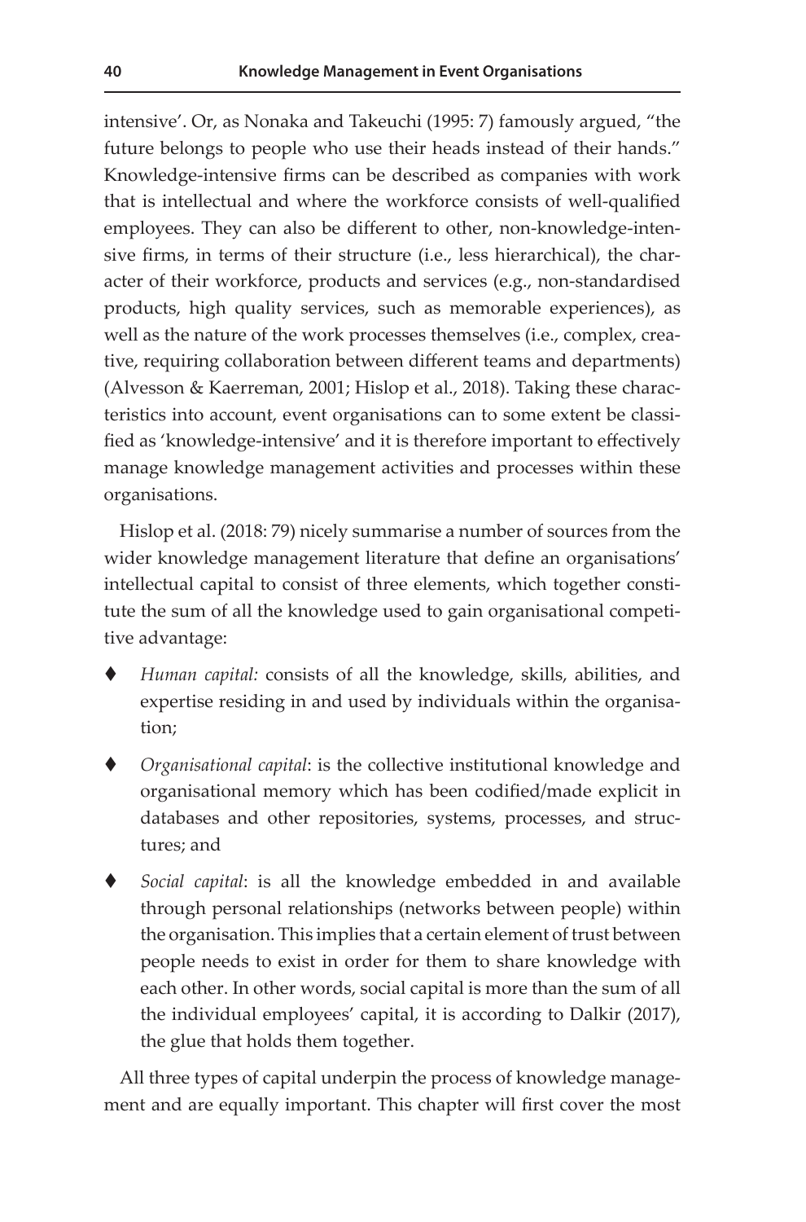intensive'. Or, as Nonaka and Takeuchi (1995: 7) famously argued, "the future belongs to people who use their heads instead of their hands." Knowledge-intensive firms can be described as companies with work that is intellectual and where the workforce consists of well-qualified employees. They can also be different to other, non-knowledge-intensive firms, in terms of their structure (i.e., less hierarchical), the character of their workforce, products and services (e.g., non-standardised products, high quality services, such as memorable experiences), as well as the nature of the work processes themselves (i.e., complex, creative, requiring collaboration between different teams and departments) (Alvesson & Kaerreman, 2001; Hislop et al., 2018). Taking these characteristics into account, event organisations can to some extent be classified as 'knowledge-intensive' and it is therefore important to effectively manage knowledge management activities and processes within these organisations.

Hislop et al. (2018: 79) nicely summarise a number of sources from the wider knowledge management literature that define an organisations' intellectual capital to consist of three elements, which together constitute the sum of all the knowledge used to gain organisational competitive advantage:

- *Human capital:* consists of all the knowledge, skills, abilities, and expertise residing in and used by individuals within the organisation;
- *Organisational capital*: is the collective institutional knowledge and organisational memory which has been codified/made explicit in databases and other repositories, systems, processes, and structures; and
- *Social capital*: is all the knowledge embedded in and available through personal relationships (networks between people) within the organisation. This implies that a certain element of trust between people needs to exist in order for them to share knowledge with each other. In other words, social capital is more than the sum of all the individual employees' capital, it is according to Dalkir (2017), the glue that holds them together.

All three types of capital underpin the process of knowledge management and are equally important. This chapter will first cover the most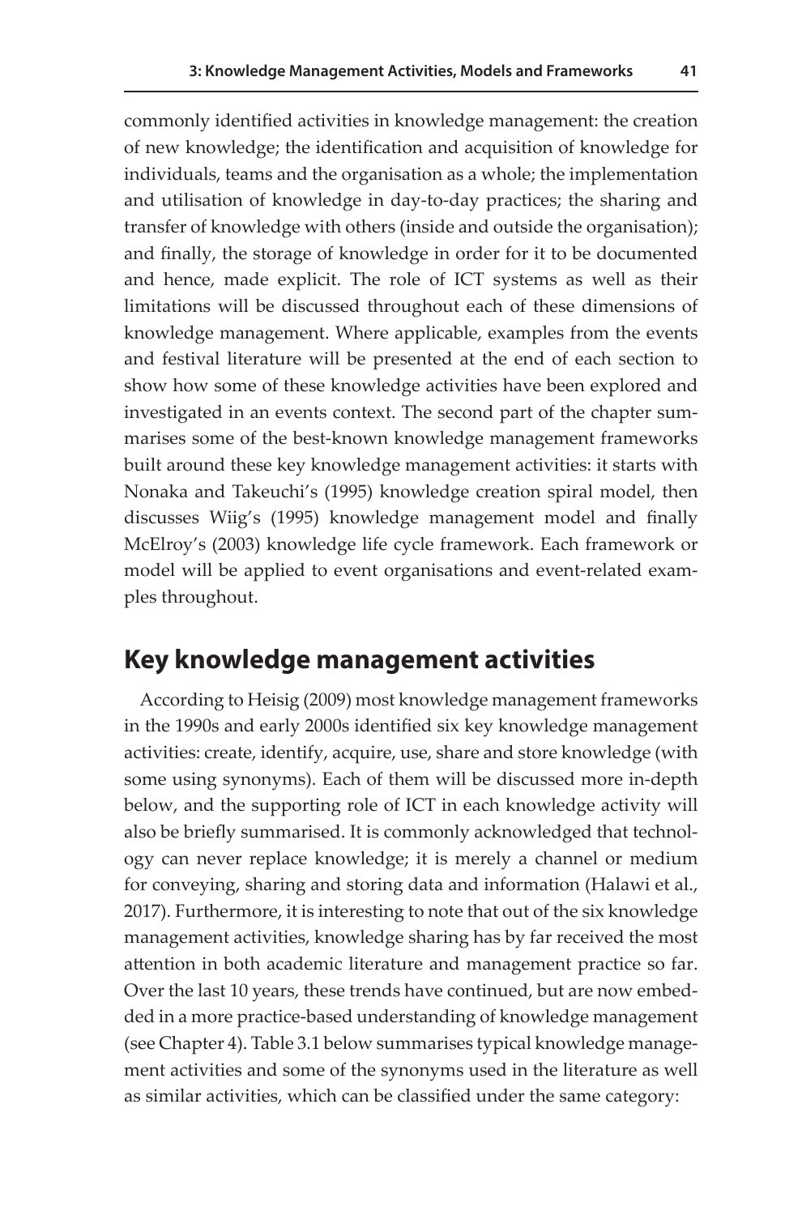commonly identified activities in knowledge management: the creation of new knowledge; the identification and acquisition of knowledge for individuals, teams and the organisation as a whole; the implementation and utilisation of knowledge in day-to-day practices; the sharing and transfer of knowledge with others (inside and outside the organisation); and finally, the storage of knowledge in order for it to be documented and hence, made explicit. The role of ICT systems as well as their limitations will be discussed throughout each of these dimensions of knowledge management. Where applicable, examples from the events and festival literature will be presented at the end of each section to show how some of these knowledge activities have been explored and investigated in an events context. The second part of the chapter summarises some of the best-known knowledge management frameworks built around these key knowledge management activities: it starts with Nonaka and Takeuchi's (1995) knowledge creation spiral model, then discusses Wiig's (1995) knowledge management model and finally McElroy's (2003) knowledge life cycle framework. Each framework or model will be applied to event organisations and event-related examples throughout.

## Key knowledge management activities

According to Heisig (2009) most knowledge management frameworks in the 1990s and early 2000s identified six key knowledge management activities: create, identify, acquire, use, share and store knowledge (with some using synonyms). Each of them will be discussed more in-depth below, and the supporting role of ICT in each knowledge activity will also be briefly summarised. It is commonly acknowledged that technology can never replace knowledge; it is merely a channel or medium for conveying, sharing and storing data and information (Halawi et al., 2017). Furthermore, it is interesting to note that out of the six knowledge management activities, knowledge sharing has by far received the most attention in both academic literature and management practice so far. Over the last 10 years, these trends have continued, but are now embedded in a more practice-based understanding of knowledge management (see Chapter 4). Table 3.1 below summarises typical knowledge management activities and some of the synonyms used in the literature as well as similar activities, which can be classified under the same category: